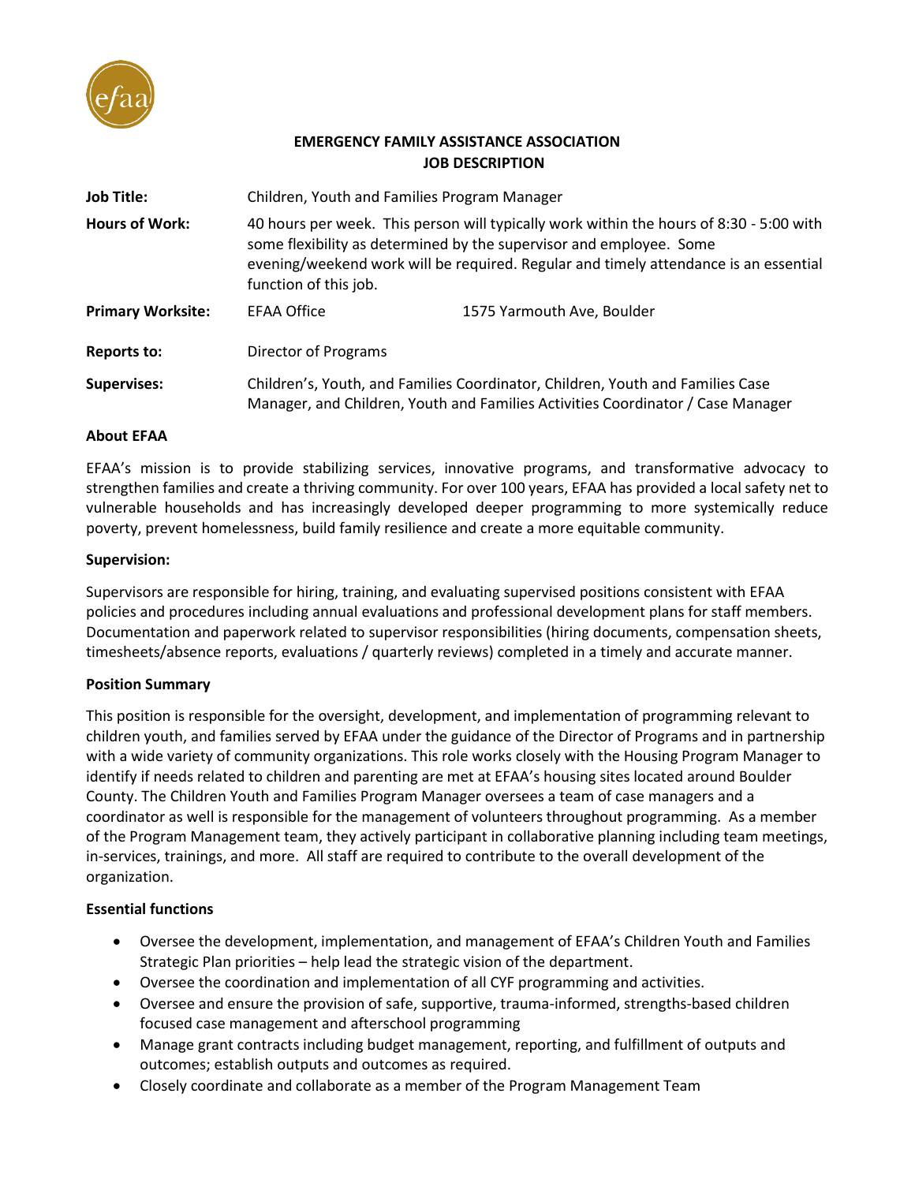# EMERGENCY FAMILY ASSISTANCE ASSOCIATION
## JOB DESCRIPTION

| | | |
|---|---|---|
| **Job Title:** | Children, Youth and Families Program Manager | |
| **Hours of Work:** | 40 hours per week. This person will typically work within the hours of 8:30 - 5:00 with some flexibility as determined by the supervisor and employee. Some evening/weekend work will be required. Regular and timely attendance is an essential function of this job. | |
| **Primary Worksite:** | EFAA Office | 1575 Yarmouth Ave, Boulder |
| **Reports to:** | Director of Programs | |
| **Supervises:** | Children's, Youth, and Families Coordinator, Children, Youth and Families Case Manager, and Children, Youth and Families Activities Coordinator / Case Manager | |

**About EFAA**

EFAA's mission is to provide stabilizing services, innovative programs, and transformative advocacy to strengthen families and create a thriving community. For over 100 years, EFAA has provided a local safety net to vulnerable households and has increasingly developed deeper programming to more systemically reduce poverty, prevent homelessness, build family resilience and create a more equitable community.

**Supervision:**

Supervisors are responsible for hiring, training, and evaluating supervised positions consistent with EFAA policies and procedures including annual evaluations and professional development plans for staff members. Documentation and paperwork related to supervisor responsibilities (hiring documents, compensation sheets, timesheets/absence reports, evaluations / quarterly reviews) completed in a timely and accurate manner.

**Position Summary**

This position is responsible for the oversight, development, and implementation of programming relevant to children youth, and families served by EFAA under the guidance of the Director of Programs and in partnership with a wide variety of community organizations. This role works closely with the Housing Program Manager to identify if needs related to children and parenting are met at EFAA's housing sites located around Boulder County. The Children Youth and Families Program Manager oversees a team of case managers and a coordinator as well is responsible for the management of volunteers throughout programming. As a member of the Program Management team, they actively participant in collaborative planning including team meetings, in-services, trainings, and more. All staff are required to contribute to the overall development of the organization.

**Essential functions**

- Oversee the development, implementation, and management of EFAA's Children Youth and Families Strategic Plan priorities – help lead the strategic vision of the department.
- Oversee the coordination and implementation of all CYF programming and activities.
- Oversee and ensure the provision of safe, supportive, trauma-informed, strengths-based children focused case management and afterschool programming
- Manage grant contracts including budget management, reporting, and fulfillment of outputs and outcomes; establish outputs and outcomes as required.
- Closely coordinate and collaborate as a member of the Program Management Team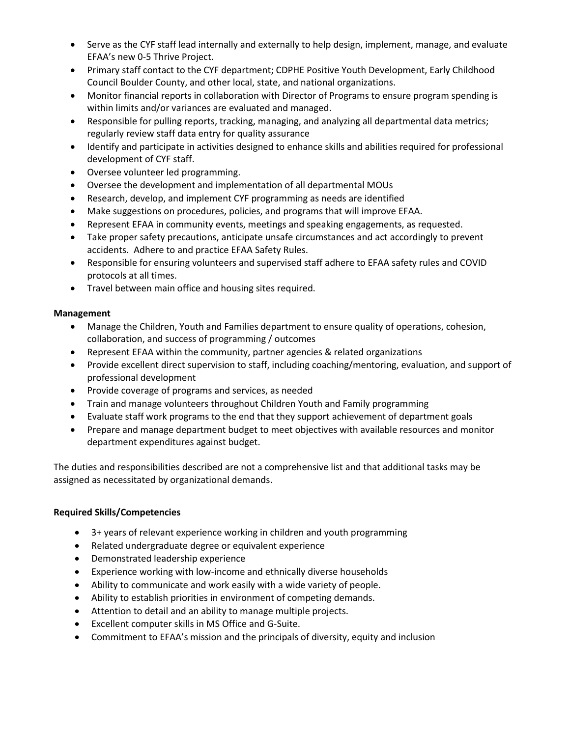- Serve as the CYF staff lead internally and externally to help design, implement, manage, and evaluate EFAA's new 0-5 Thrive Project.
- Primary staff contact to the CYF department; CDPHE Positive Youth Development, Early Childhood Council Boulder County, and other local, state, and national organizations.
- Monitor financial reports in collaboration with Director of Programs to ensure program spending is within limits and/or variances are evaluated and managed.
- Responsible for pulling reports, tracking, managing, and analyzing all departmental data metrics; regularly review staff data entry for quality assurance
- Identify and participate in activities designed to enhance skills and abilities required for professional development of CYF staff.
- Oversee volunteer led programming.
- Oversee the development and implementation of all departmental MOUs
- Research, develop, and implement CYF programming as needs are identified
- Make suggestions on procedures, policies, and programs that will improve EFAA.
- Represent EFAA in community events, meetings and speaking engagements, as requested.
- Take proper safety precautions, anticipate unsafe circumstances and act accordingly to prevent accidents. Adhere to and practice EFAA Safety Rules.
- Responsible for ensuring volunteers and supervised staff adhere to EFAA safety rules and COVID protocols at all times.
- Travel between main office and housing sites required.

**Management**

- Manage the Children, Youth and Families department to ensure quality of operations, cohesion, collaboration, and success of programming / outcomes
- Represent EFAA within the community, partner agencies & related organizations
- Provide excellent direct supervision to staff, including coaching/mentoring, evaluation, and support of professional development
- Provide coverage of programs and services, as needed
- Train and manage volunteers throughout Children Youth and Family programming
- Evaluate staff work programs to the end that they support achievement of department goals
- Prepare and manage department budget to meet objectives with available resources and monitor department expenditures against budget.

The duties and responsibilities described are not a comprehensive list and that additional tasks may be assigned as necessitated by organizational demands.

**Required Skills/Competencies**

- 3+ years of relevant experience working in children and youth programming
- Related undergraduate degree or equivalent experience
- Demonstrated leadership experience
- Experience working with low-income and ethnically diverse households
- Ability to communicate and work easily with a wide variety of people.
- Ability to establish priorities in environment of competing demands.
- Attention to detail and an ability to manage multiple projects.
- Excellent computer skills in MS Office and G-Suite.
- Commitment to EFAA's mission and the principals of diversity, equity and inclusion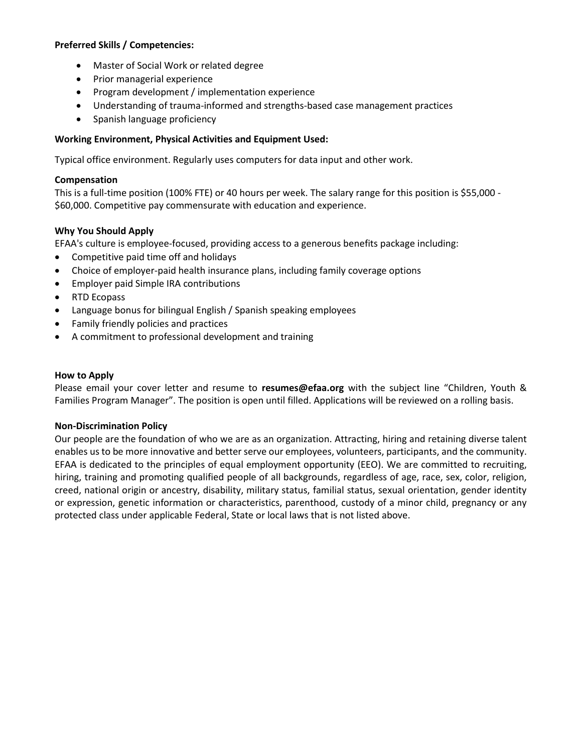**Preferred Skills / Competencies:**

- Master of Social Work or related degree
- Prior managerial experience
- Program development / implementation experience
- Understanding of trauma-informed and strengths-based case management practices
- Spanish language proficiency

**Working Environment, Physical Activities and Equipment Used:**

Typical office environment. Regularly uses computers for data input and other work.

**Compensation**

This is a full-time position (100% FTE) or 40 hours per week. The salary range for this position is $55,000 - $60,000. Competitive pay commensurate with education and experience.

**Why You Should Apply**

EFAA's culture is employee-focused, providing access to a generous benefits package including:

- Competitive paid time off and holidays
- Choice of employer-paid health insurance plans, including family coverage options
- Employer paid Simple IRA contributions
- RTD Ecopass
- Language bonus for bilingual English / Spanish speaking employees
- Family friendly policies and practices
- A commitment to professional development and training

**How to Apply**

Please email your cover letter and resume to **resumes@efaa.org** with the subject line "Children, Youth & Families Program Manager". The position is open until filled. Applications will be reviewed on a rolling basis.

**Non-Discrimination Policy**

Our people are the foundation of who we are as an organization. Attracting, hiring and retaining diverse talent enables us to be more innovative and better serve our employees, volunteers, participants, and the community. EFAA is dedicated to the principles of equal employment opportunity (EEO). We are committed to recruiting, hiring, training and promoting qualified people of all backgrounds, regardless of age, race, sex, color, religion, creed, national origin or ancestry, disability, military status, familial status, sexual orientation, gender identity or expression, genetic information or characteristics, parenthood, custody of a minor child, pregnancy or any protected class under applicable Federal, State or local laws that is not listed above.